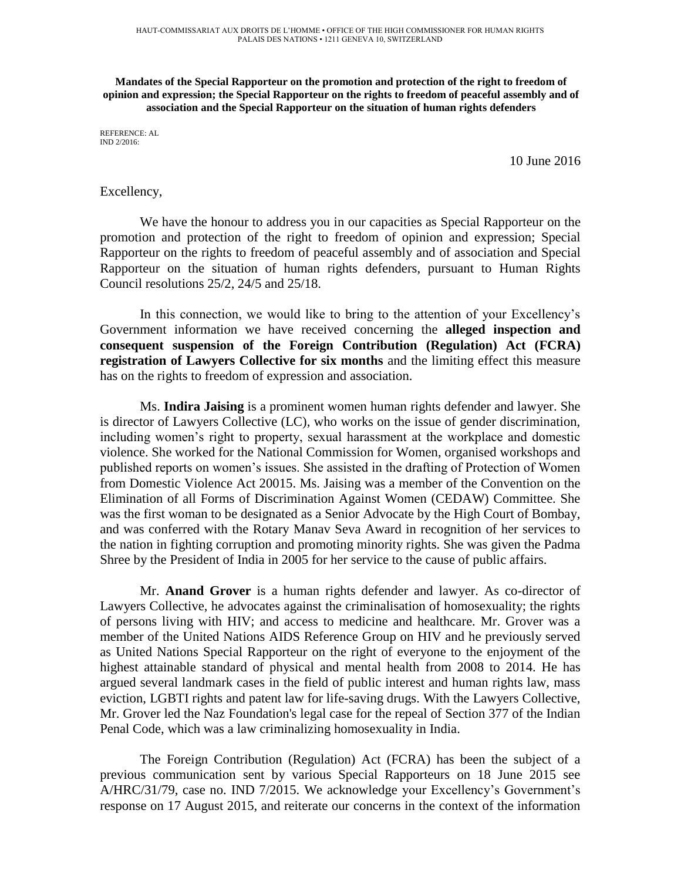HAUT-COMMISSARIAT AUX DROITS DE L'HOMME • OFFICE OF THE HIGH COMMISSIONER FOR HUMAN RIGHTS
PALAIS DES NATIONS • 1211 GENEVA 10, SWITZERLAND

**Mandates of the Special Rapporteur on the promotion and protection of the right to freedom of opinion and expression; the Special Rapporteur on the rights to freedom of peaceful assembly and of association and the Special Rapporteur on the situation of human rights defenders**

REFERENCE: AL
IND 2/2016:

10 June 2016

Excellency,

We have the honour to address you in our capacities as Special Rapporteur on the promotion and protection of the right to freedom of opinion and expression; Special Rapporteur on the rights to freedom of peaceful assembly and of association and Special Rapporteur on the situation of human rights defenders, pursuant to Human Rights Council resolutions 25/2, 24/5 and 25/18.

In this connection, we would like to bring to the attention of your Excellency's Government information we have received concerning the **alleged inspection and consequent suspension of the Foreign Contribution (Regulation) Act (FCRA) registration of Lawyers Collective for six months** and the limiting effect this measure has on the rights to freedom of expression and association.

Ms. **Indira Jaising** is a prominent women human rights defender and lawyer. She is director of Lawyers Collective (LC), who works on the issue of gender discrimination, including women's right to property, sexual harassment at the workplace and domestic violence. She worked for the National Commission for Women, organised workshops and published reports on women's issues. She assisted in the drafting of Protection of Women from Domestic Violence Act 20015. Ms. Jaising was a member of the Convention on the Elimination of all Forms of Discrimination Against Women (CEDAW) Committee. She was the first woman to be designated as a Senior Advocate by the High Court of Bombay, and was conferred with the Rotary Manav Seva Award in recognition of her services to the nation in fighting corruption and promoting minority rights. She was given the Padma Shree by the President of India in 2005 for her service to the cause of public affairs.

Mr. **Anand Grover** is a human rights defender and lawyer. As co-director of Lawyers Collective, he advocates against the criminalisation of homosexuality; the rights of persons living with HIV; and access to medicine and healthcare. Mr. Grover was a member of the United Nations AIDS Reference Group on HIV and he previously served as United Nations Special Rapporteur on the right of everyone to the enjoyment of the highest attainable standard of physical and mental health from 2008 to 2014. He has argued several landmark cases in the field of public interest and human rights law, mass eviction, LGBTI rights and patent law for life-saving drugs. With the Lawyers Collective, Mr. Grover led the Naz Foundation's legal case for the repeal of Section 377 of the Indian Penal Code, which was a law criminalizing homosexuality in India.

The Foreign Contribution (Regulation) Act (FCRA) has been the subject of a previous communication sent by various Special Rapporteurs on 18 June 2015 see A/HRC/31/79, case no. IND 7/2015. We acknowledge your Excellency's Government's response on 17 August 2015, and reiterate our concerns in the context of the information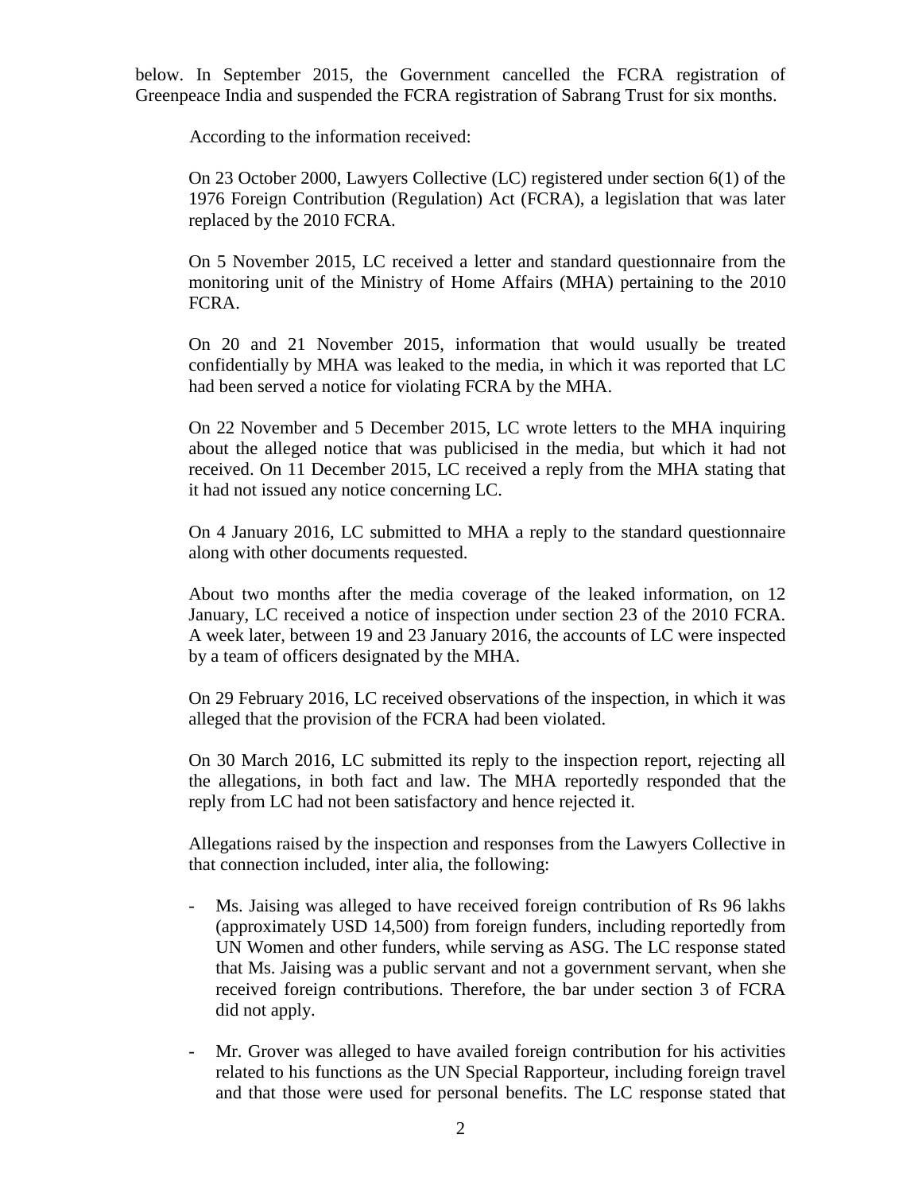below. In September 2015, the Government cancelled the FCRA registration of Greenpeace India and suspended the FCRA registration of Sabrang Trust for six months.

According to the information received:

On 23 October 2000, Lawyers Collective (LC) registered under section 6(1) of the 1976 Foreign Contribution (Regulation) Act (FCRA), a legislation that was later replaced by the 2010 FCRA.

On 5 November 2015, LC received a letter and standard questionnaire from the monitoring unit of the Ministry of Home Affairs (MHA) pertaining to the 2010 FCRA.

On 20 and 21 November 2015, information that would usually be treated confidentially by MHA was leaked to the media, in which it was reported that LC had been served a notice for violating FCRA by the MHA.

On 22 November and 5 December 2015, LC wrote letters to the MHA inquiring about the alleged notice that was publicised in the media, but which it had not received. On 11 December 2015, LC received a reply from the MHA stating that it had not issued any notice concerning LC.

On 4 January 2016, LC submitted to MHA a reply to the standard questionnaire along with other documents requested.

About two months after the media coverage of the leaked information, on 12 January, LC received a notice of inspection under section 23 of the 2010 FCRA. A week later, between 19 and 23 January 2016, the accounts of LC were inspected by a team of officers designated by the MHA.

On 29 February 2016, LC received observations of the inspection, in which it was alleged that the provision of the FCRA had been violated.

On 30 March 2016, LC submitted its reply to the inspection report, rejecting all the allegations, in both fact and law. The MHA reportedly responded that the reply from LC had not been satisfactory and hence rejected it.

Allegations raised by the inspection and responses from the Lawyers Collective in that connection included, inter alia, the following:

- Ms. Jaising was alleged to have received foreign contribution of Rs 96 lakhs (approximately USD 14,500) from foreign funders, including reportedly from UN Women and other funders, while serving as ASG. The LC response stated that Ms. Jaising was a public servant and not a government servant, when she received foreign contributions. Therefore, the bar under section 3 of FCRA did not apply.
- Mr. Grover was alleged to have availed foreign contribution for his activities related to his functions as the UN Special Rapporteur, including foreign travel and that those were used for personal benefits. The LC response stated that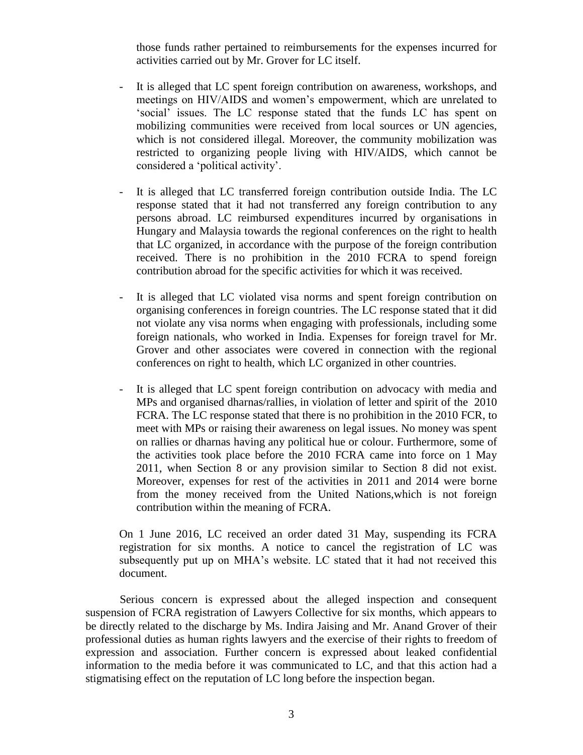those funds rather pertained to reimbursements for the expenses incurred for activities carried out by Mr. Grover for LC itself.

- It is alleged that LC spent foreign contribution on awareness, workshops, and meetings on HIV/AIDS and women's empowerment, which are unrelated to 'social' issues. The LC response stated that the funds LC has spent on mobilizing communities were received from local sources or UN agencies, which is not considered illegal. Moreover, the community mobilization was restricted to organizing people living with HIV/AIDS, which cannot be considered a 'political activity'.

- It is alleged that LC transferred foreign contribution outside India. The LC response stated that it had not transferred any foreign contribution to any persons abroad. LC reimbursed expenditures incurred by organisations in Hungary and Malaysia towards the regional conferences on the right to health that LC organized, in accordance with the purpose of the foreign contribution received. There is no prohibition in the 2010 FCRA to spend foreign contribution abroad for the specific activities for which it was received.

- It is alleged that LC violated visa norms and spent foreign contribution on organising conferences in foreign countries. The LC response stated that it did not violate any visa norms when engaging with professionals, including some foreign nationals, who worked in India. Expenses for foreign travel for Mr. Grover and other associates were covered in connection with the regional conferences on right to health, which LC organized in other countries.

- It is alleged that LC spent foreign contribution on advocacy with media and MPs and organised dharnas/rallies, in violation of letter and spirit of the 2010 FCRA. The LC response stated that there is no prohibition in the 2010 FCR, to meet with MPs or raising their awareness on legal issues. No money was spent on rallies or dharnas having any political hue or colour. Furthermore, some of the activities took place before the 2010 FCRA came into force on 1 May 2011, when Section 8 or any provision similar to Section 8 did not exist. Moreover, expenses for rest of the activities in 2011 and 2014 were borne from the money received from the United Nations,which is not foreign contribution within the meaning of FCRA.

On 1 June 2016, LC received an order dated 31 May, suspending its FCRA registration for six months. A notice to cancel the registration of LC was subsequently put up on MHA's website. LC stated that it had not received this document.

Serious concern is expressed about the alleged inspection and consequent suspension of FCRA registration of Lawyers Collective for six months, which appears to be directly related to the discharge by Ms. Indira Jaising and Mr. Anand Grover of their professional duties as human rights lawyers and the exercise of their rights to freedom of expression and association. Further concern is expressed about leaked confidential information to the media before it was communicated to LC, and that this action had a stigmatising effect on the reputation of LC long before the inspection began.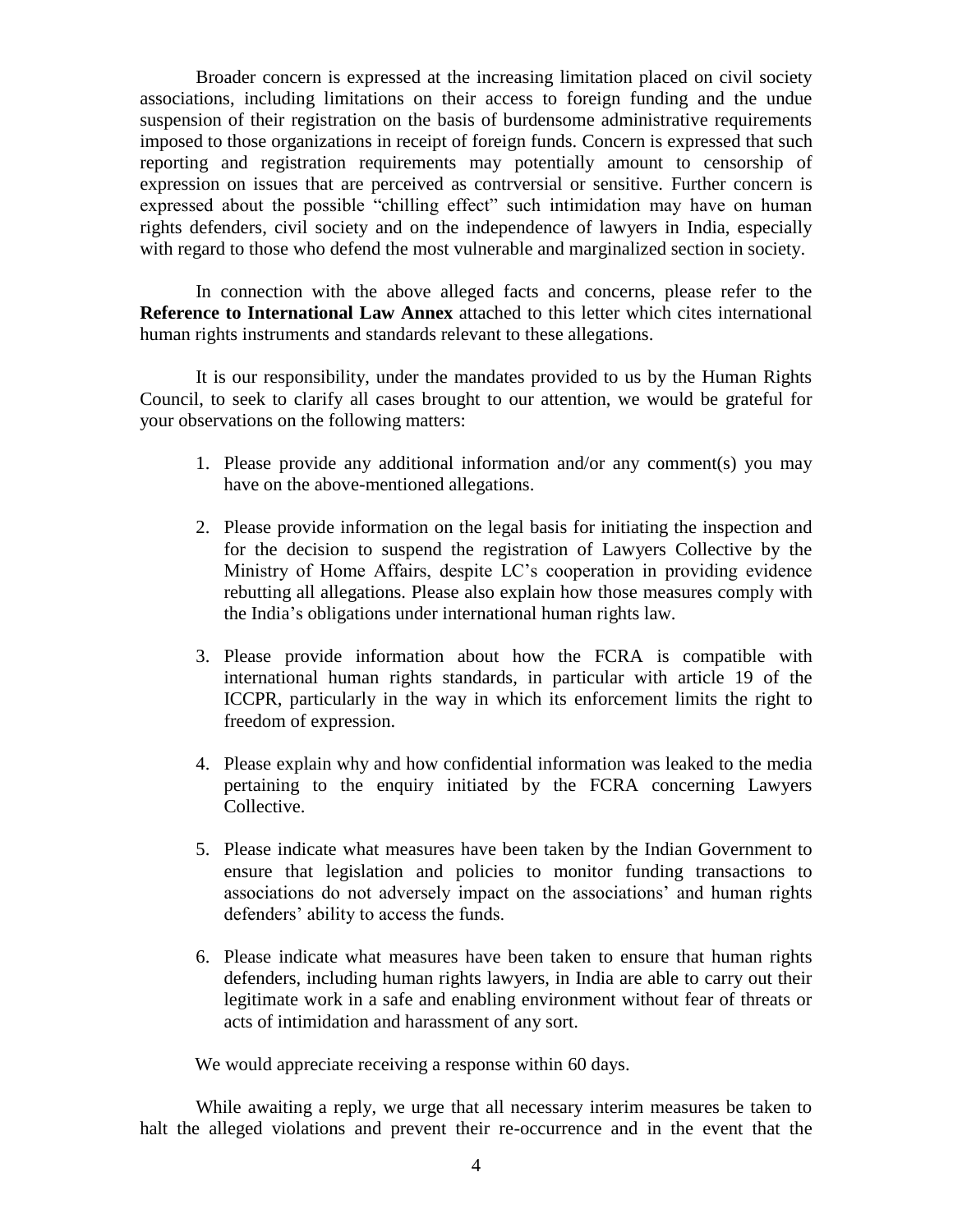Broader concern is expressed at the increasing limitation placed on civil society associations, including limitations on their access to foreign funding and the undue suspension of their registration on the basis of burdensome administrative requirements imposed to those organizations in receipt of foreign funds. Concern is expressed that such reporting and registration requirements may potentially amount to censorship of expression on issues that are perceived as contrversial or sensitive. Further concern is expressed about the possible "chilling effect" such intimidation may have on human rights defenders, civil society and on the independence of lawyers in India, especially with regard to those who defend the most vulnerable and marginalized section in society.

In connection with the above alleged facts and concerns, please refer to the **Reference to International Law Annex** attached to this letter which cites international human rights instruments and standards relevant to these allegations.

It is our responsibility, under the mandates provided to us by the Human Rights Council, to seek to clarify all cases brought to our attention, we would be grateful for your observations on the following matters:

1. Please provide any additional information and/or any comment(s) you may have on the above-mentioned allegations.

2. Please provide information on the legal basis for initiating the inspection and for the decision to suspend the registration of Lawyers Collective by the Ministry of Home Affairs, despite LC's cooperation in providing evidence rebutting all allegations. Please also explain how those measures comply with the India's obligations under international human rights law.

3. Please provide information about how the FCRA is compatible with international human rights standards, in particular with article 19 of the ICCPR, particularly in the way in which its enforcement limits the right to freedom of expression.

4. Please explain why and how confidential information was leaked to the media pertaining to the enquiry initiated by the FCRA concerning Lawyers Collective.

5. Please indicate what measures have been taken by the Indian Government to ensure that legislation and policies to monitor funding transactions to associations do not adversely impact on the associations' and human rights defenders' ability to access the funds.

6. Please indicate what measures have been taken to ensure that human rights defenders, including human rights lawyers, in India are able to carry out their legitimate work in a safe and enabling environment without fear of threats or acts of intimidation and harassment of any sort.

We would appreciate receiving a response within 60 days.

While awaiting a reply, we urge that all necessary interim measures be taken to halt the alleged violations and prevent their re-occurrence and in the event that the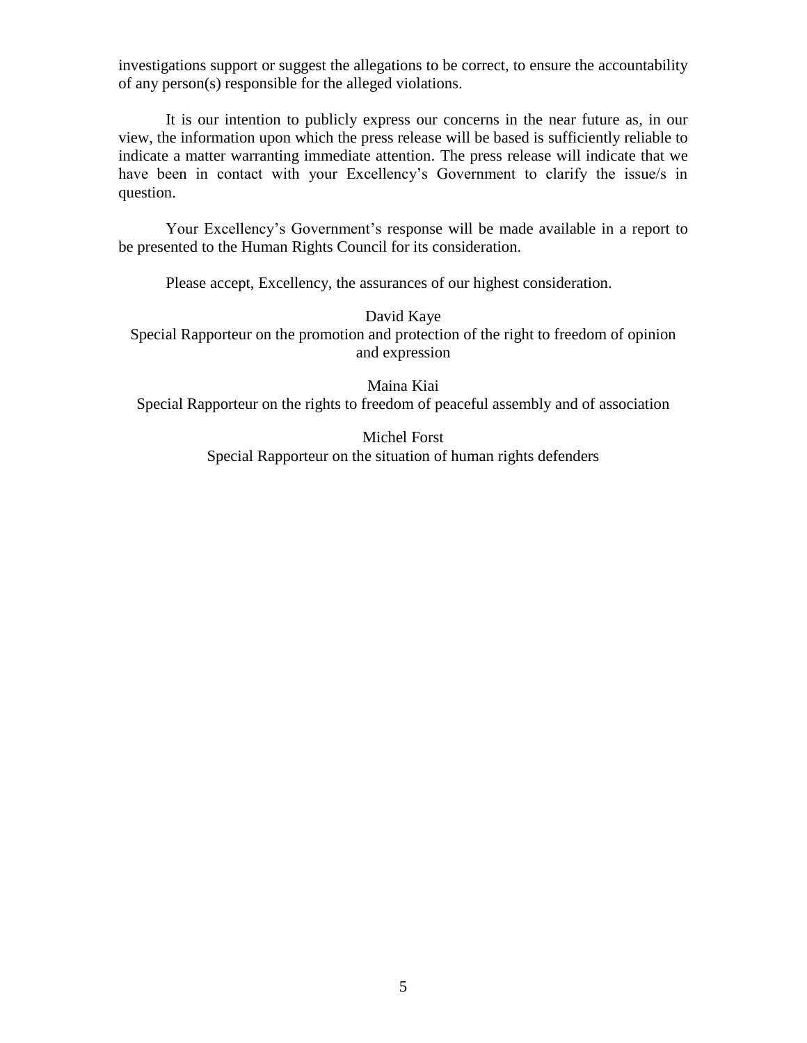investigations support or suggest the allegations to be correct, to ensure the accountability of any person(s) responsible for the alleged violations.

It is our intention to publicly express our concerns in the near future as, in our view, the information upon which the press release will be based is sufficiently reliable to indicate a matter warranting immediate attention. The press release will indicate that we have been in contact with your Excellency's Government to clarify the issue/s in question.

Your Excellency's Government's response will be made available in a report to be presented to the Human Rights Council for its consideration.

Please accept, Excellency, the assurances of our highest consideration.

David Kaye
Special Rapporteur on the promotion and protection of the right to freedom of opinion and expression

Maina Kiai
Special Rapporteur on the rights to freedom of peaceful assembly and of association

Michel Forst
Special Rapporteur on the situation of human rights defenders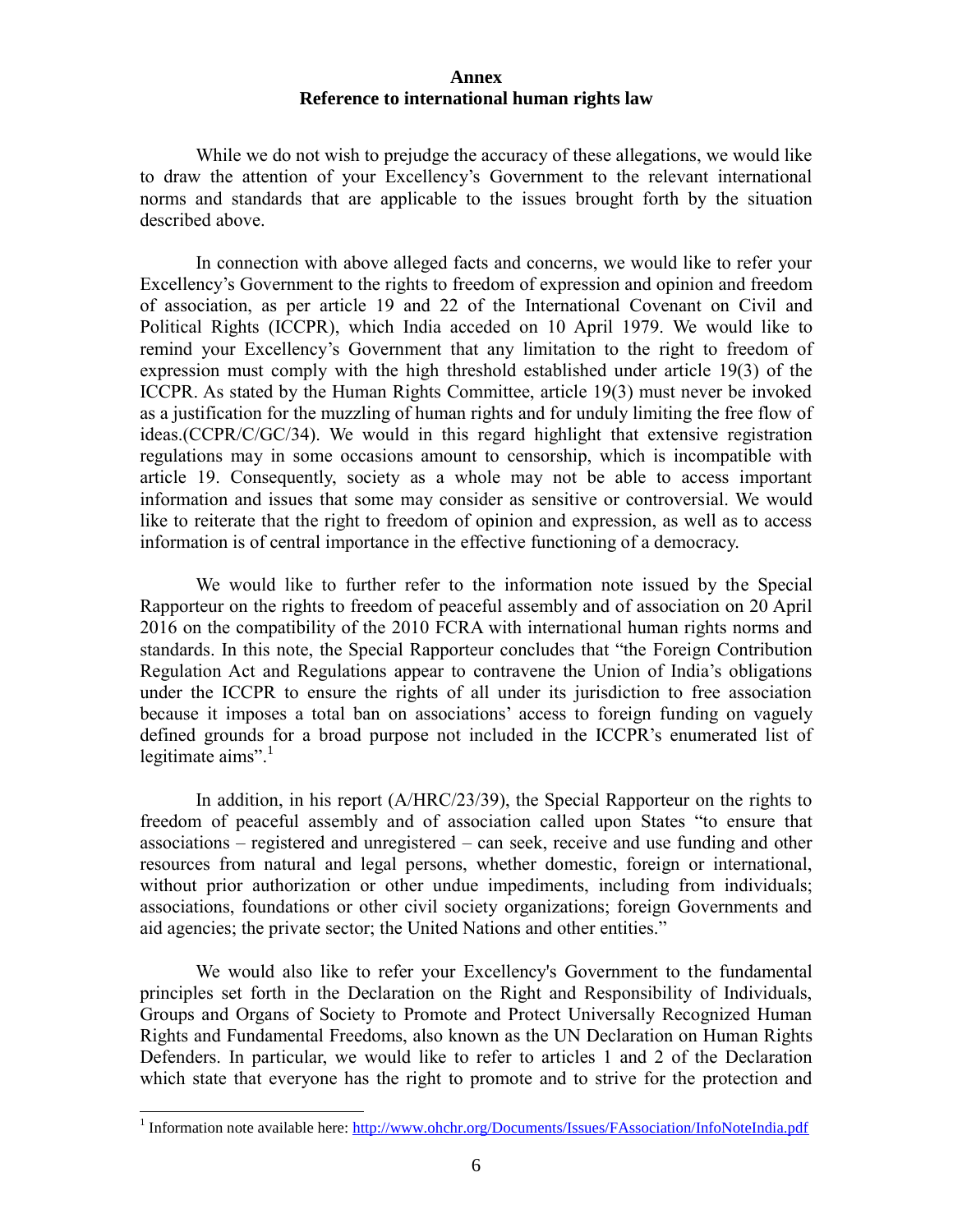## Annex
## Reference to international human rights law

While we do not wish to prejudge the accuracy of these allegations, we would like to draw the attention of your Excellency's Government to the relevant international norms and standards that are applicable to the issues brought forth by the situation described above.

In connection with above alleged facts and concerns, we would like to refer your Excellency's Government to the rights to freedom of expression and opinion and freedom of association, as per article 19 and 22 of the International Covenant on Civil and Political Rights (ICCPR), which India acceded on 10 April 1979. We would like to remind your Excellency's Government that any limitation to the right to freedom of expression must comply with the high threshold established under article 19(3) of the ICCPR. As stated by the Human Rights Committee, article 19(3) must never be invoked as a justification for the muzzling of human rights and for unduly limiting the free flow of ideas.(CCPR/C/GC/34). We would in this regard highlight that extensive registration regulations may in some occasions amount to censorship, which is incompatible with article 19. Consequently, society as a whole may not be able to access important information and issues that some may consider as sensitive or controversial. We would like to reiterate that the right to freedom of opinion and expression, as well as to access information is of central importance in the effective functioning of a democracy.

We would like to further refer to the information note issued by the Special Rapporteur on the rights to freedom of peaceful assembly and of association on 20 April 2016 on the compatibility of the 2010 FCRA with international human rights norms and standards. In this note, the Special Rapporteur concludes that "the Foreign Contribution Regulation Act and Regulations appear to contravene the Union of India's obligations under the ICCPR to ensure the rights of all under its jurisdiction to free association because it imposes a total ban on associations' access to foreign funding on vaguely defined grounds for a broad purpose not included in the ICCPR's enumerated list of legitimate aims".[1]

In addition, in his report (A/HRC/23/39), the Special Rapporteur on the rights to freedom of peaceful assembly and of association called upon States "to ensure that associations – registered and unregistered – can seek, receive and use funding and other resources from natural and legal persons, whether domestic, foreign or international, without prior authorization or other undue impediments, including from individuals; associations, foundations or other civil society organizations; foreign Governments and aid agencies; the private sector; the United Nations and other entities."

We would also like to refer your Excellency's Government to the fundamental principles set forth in the Declaration on the Right and Responsibility of Individuals, Groups and Organs of Society to Promote and Protect Universally Recognized Human Rights and Fundamental Freedoms, also known as the UN Declaration on Human Rights Defenders. In particular, we would like to refer to articles 1 and 2 of the Declaration which state that everyone has the right to promote and to strive for the protection and

---

[1] Information note available here: http://www.ohchr.org/Documents/Issues/FAssociation/InfoNoteIndia.pdf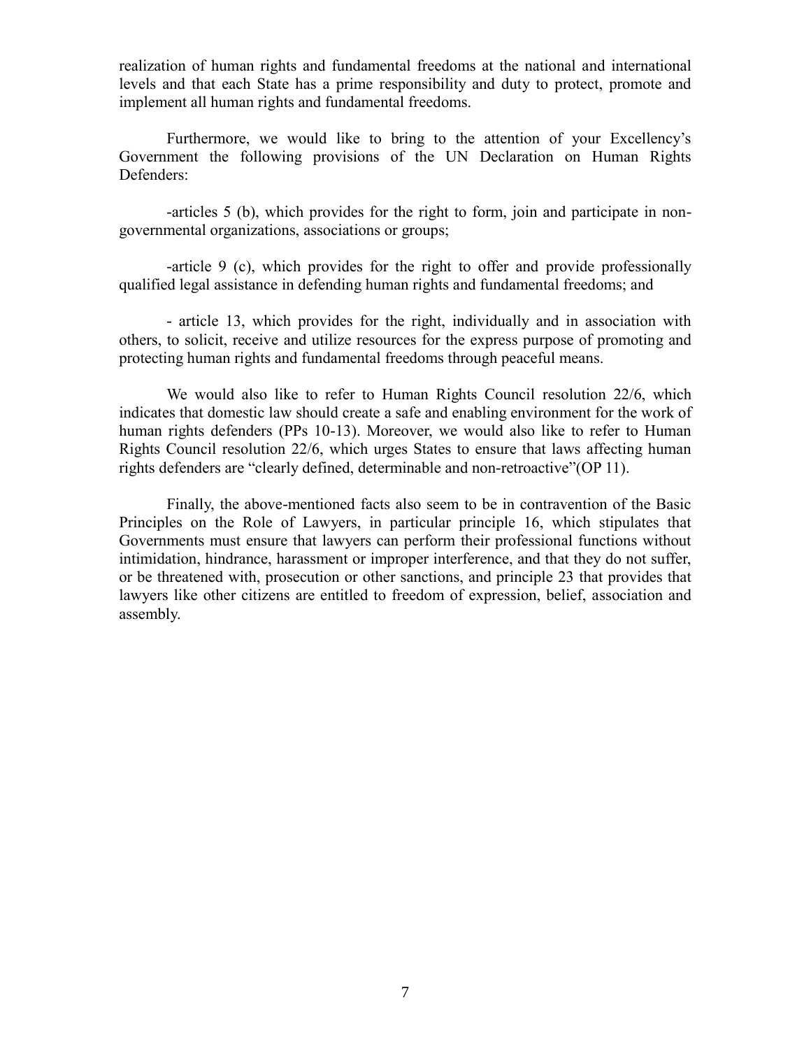realization of human rights and fundamental freedoms at the national and international levels and that each State has a prime responsibility and duty to protect, promote and implement all human rights and fundamental freedoms.

Furthermore, we would like to bring to the attention of your Excellency's Government the following provisions of the UN Declaration on Human Rights Defenders:

-articles 5 (b), which provides for the right to form, join and participate in non-governmental organizations, associations or groups;

-article 9 (c), which provides for the right to offer and provide professionally qualified legal assistance in defending human rights and fundamental freedoms; and

- article 13, which provides for the right, individually and in association with others, to solicit, receive and utilize resources for the express purpose of promoting and protecting human rights and fundamental freedoms through peaceful means.

We would also like to refer to Human Rights Council resolution 22/6, which indicates that domestic law should create a safe and enabling environment for the work of human rights defenders (PPs 10-13). Moreover, we would also like to refer to Human Rights Council resolution 22/6, which urges States to ensure that laws affecting human rights defenders are "clearly defined, determinable and non-retroactive"(OP 11).

Finally, the above-mentioned facts also seem to be in contravention of the Basic Principles on the Role of Lawyers, in particular principle 16, which stipulates that Governments must ensure that lawyers can perform their professional functions without intimidation, hindrance, harassment or improper interference, and that they do not suffer, or be threatened with, prosecution or other sanctions, and principle 23 that provides that lawyers like other citizens are entitled to freedom of expression, belief, association and assembly.